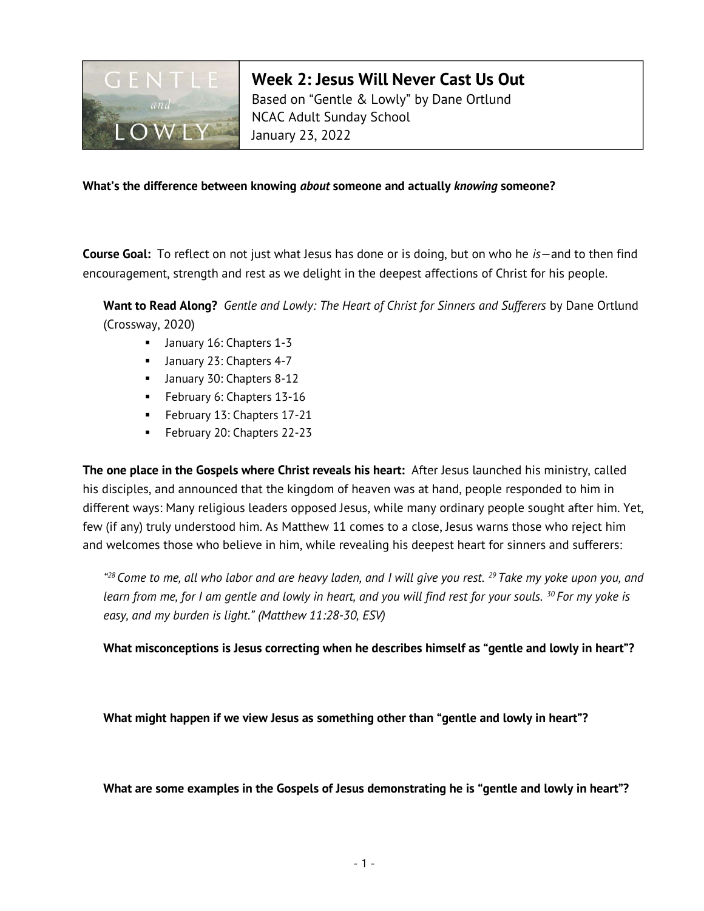# Week 2: Jesus Will Never Cast Us Out

Based on "Gentle & Lowly" by Dane Ortlund
NCAC Adult Sunday School
January 23, 2022

**What's the difference between knowing *about* someone and actually *knowing* someone?**

**Course Goal:** To reflect on not just what Jesus has done or is doing, but on who he *is*—and to then find encouragement, strength and rest as we delight in the deepest affections of Christ for his people.

**Want to Read Along?** *Gentle and Lowly: The Heart of Christ for Sinners and Sufferers* by Dane Ortlund (Crossway, 2020)

- January 16: Chapters 1-3
- January 23: Chapters 4-7
- January 30: Chapters 8-12
- February 6: Chapters 13-16
- February 13: Chapters 17-21
- February 20: Chapters 22-23

**The one place in the Gospels where Christ reveals his heart:** After Jesus launched his ministry, called his disciples, and announced that the kingdom of heaven was at hand, people responded to him in different ways: Many religious leaders opposed Jesus, while many ordinary people sought after him. Yet, few (if any) truly understood him. As Matthew 11 comes to a close, Jesus warns those who reject him and welcomes those who believe in him, while revealing his deepest heart for sinners and sufferers:

*"[28] Come to me, all who labor and are heavy laden, and I will give you rest. [29] Take my yoke upon you, and learn from me, for I am gentle and lowly in heart, and you will find rest for your souls. [30] For my yoke is easy, and my burden is light." (Matthew 11:28-30, ESV)*

**What misconceptions is Jesus correcting when he describes himself as "gentle and lowly in heart"?**

**What might happen if we view Jesus as something other than "gentle and lowly in heart"?**

**What are some examples in the Gospels of Jesus demonstrating he is "gentle and lowly in heart"?**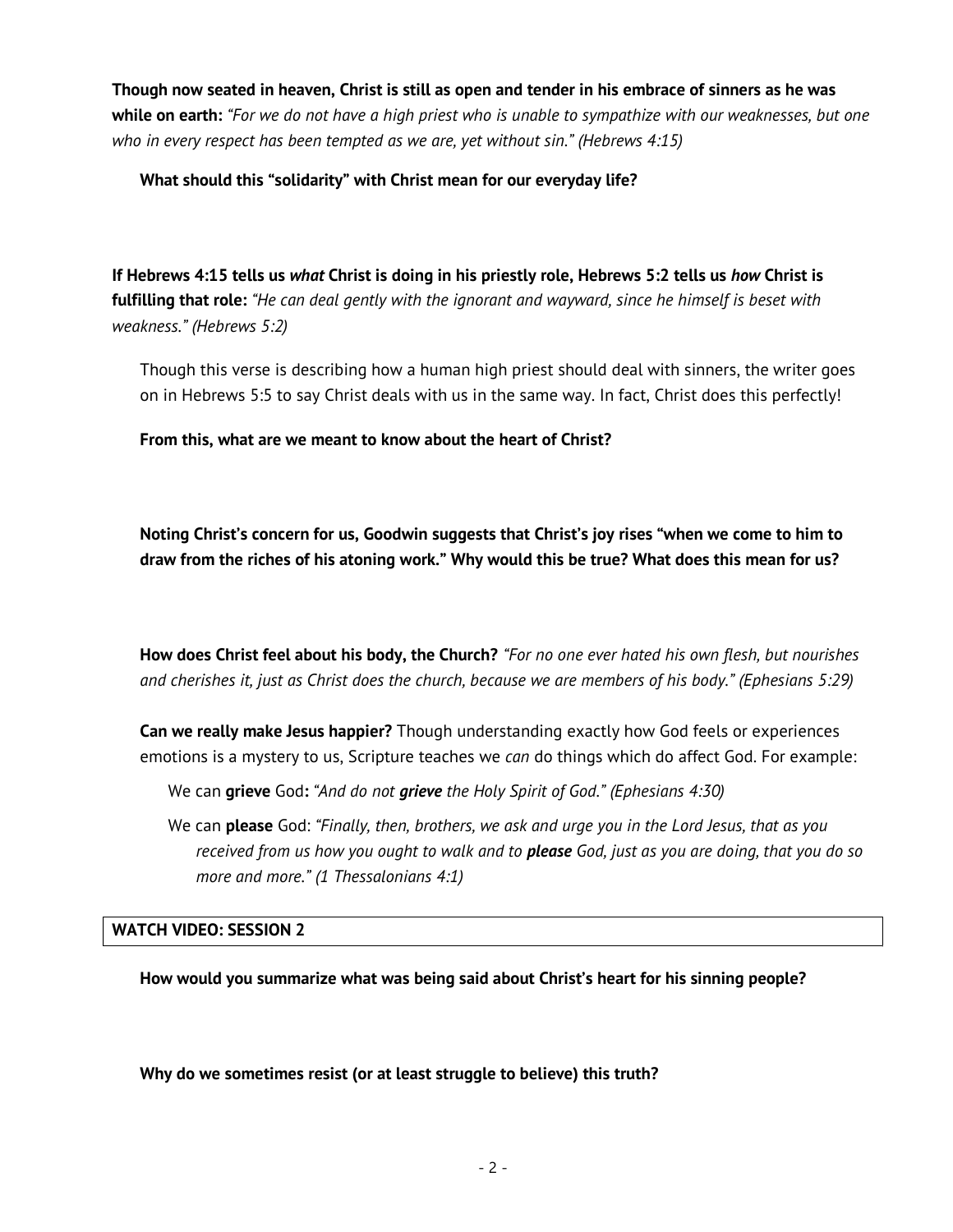**Though now seated in heaven, Christ is still as open and tender in his embrace of sinners as he was while on earth:** *"For we do not have a high priest who is unable to sympathize with our weaknesses, but one who in every respect has been tempted as we are, yet without sin." (Hebrews 4:15)*

**What should this "solidarity" with Christ mean for our everyday life?**

**If Hebrews 4:15 tells us *what* Christ is doing in his priestly role, Hebrews 5:2 tells us *how* Christ is fulfilling that role:** *"He can deal gently with the ignorant and wayward, since he himself is beset with weakness." (Hebrews 5:2)*

Though this verse is describing how a human high priest should deal with sinners, the writer goes on in Hebrews 5:5 to say Christ deals with us in the same way. In fact, Christ does this perfectly!

**From this, what are we meant to know about the heart of Christ?**

**Noting Christ's concern for us, Goodwin suggests that Christ's joy rises "when we come to him to draw from the riches of his atoning work." Why would this be true? What does this mean for us?**

**How does Christ feel about his body, the Church?** *"For no one ever hated his own flesh, but nourishes and cherishes it, just as Christ does the church, because we are members of his body." (Ephesians 5:29)*

**Can we really make Jesus happier?** Though understanding exactly how God feels or experiences emotions is a mystery to us, Scripture teaches we *can* do things which do affect God. For example:

We can **grieve** God**:** *"And do not **grieve** the Holy Spirit of God." (Ephesians 4:30)*

We can **please** God: *"Finally, then, brothers, we ask and urge you in the Lord Jesus, that as you received from us how you ought to walk and to **please** God, just as you are doing, that you do so more and more." (1 Thessalonians 4:1)*

**WATCH VIDEO: SESSION 2**

**How would you summarize what was being said about Christ's heart for his sinning people?**

**Why do we sometimes resist (or at least struggle to believe) this truth?**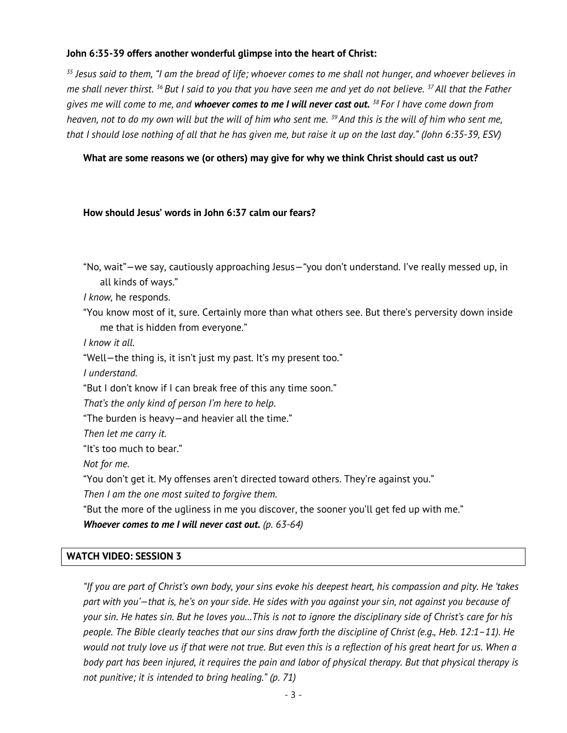**John 6:35-39 offers another wonderful glimpse into the heart of Christ:**

*[35] Jesus said to them, "I am the bread of life; whoever comes to me shall not hunger, and whoever believes in me shall never thirst. [36] But I said to you that you have seen me and yet do not believe. [37] All that the Father gives me will come to me, and* ***whoever comes to me I will never cast out.*** *[38] For I have come down from heaven, not to do my own will but the will of him who sent me. [39] And this is the will of him who sent me, that I should lose nothing of all that he has given me, but raise it up on the last day." (John 6:35-39, ESV)*

**What are some reasons we (or others) may give for why we think Christ should cast us out?**

**How should Jesus' words in John 6:37 calm our fears?**

"No, wait"—we say, cautiously approaching Jesus—"you don't understand. I've really messed up, in all kinds of ways."

*I know,* he responds.

"You know most of it, sure. Certainly more than what others see. But there's perversity down inside me that is hidden from everyone."

*I know it all.*

"Well—the thing is, it isn't just my past. It's my present too."

*I understand.*

"But I don't know if I can break free of this any time soon."

*That's the only kind of person I'm here to help.*

"The burden is heavy—and heavier all the time."

*Then let me carry it.*

"It's too much to bear."

*Not for me.*

"You don't get it. My offenses aren't directed toward others. They're against you."

*Then I am the one most suited to forgive them.*

"But the more of the ugliness in me you discover, the sooner you'll get fed up with me."

***Whoever comes to me I will never cast out.*** *(p. 63-64)*

**WATCH VIDEO: SESSION 3**

*"If you are part of Christ's own body, your sins evoke his deepest heart, his compassion and pity. He 'takes part with you'—that is, he's on your side. He sides with you against your sin, not against you because of your sin. He hates sin. But he loves you…This is not to ignore the disciplinary side of Christ's care for his people. The Bible clearly teaches that our sins draw forth the discipline of Christ (e.g., Heb. 12:1–11). He would not truly love us if that were not true. But even this is a reflection of his great heart for us. When a body part has been injured, it requires the pain and labor of physical therapy. But that physical therapy is not punitive; it is intended to bring healing." (p. 71)*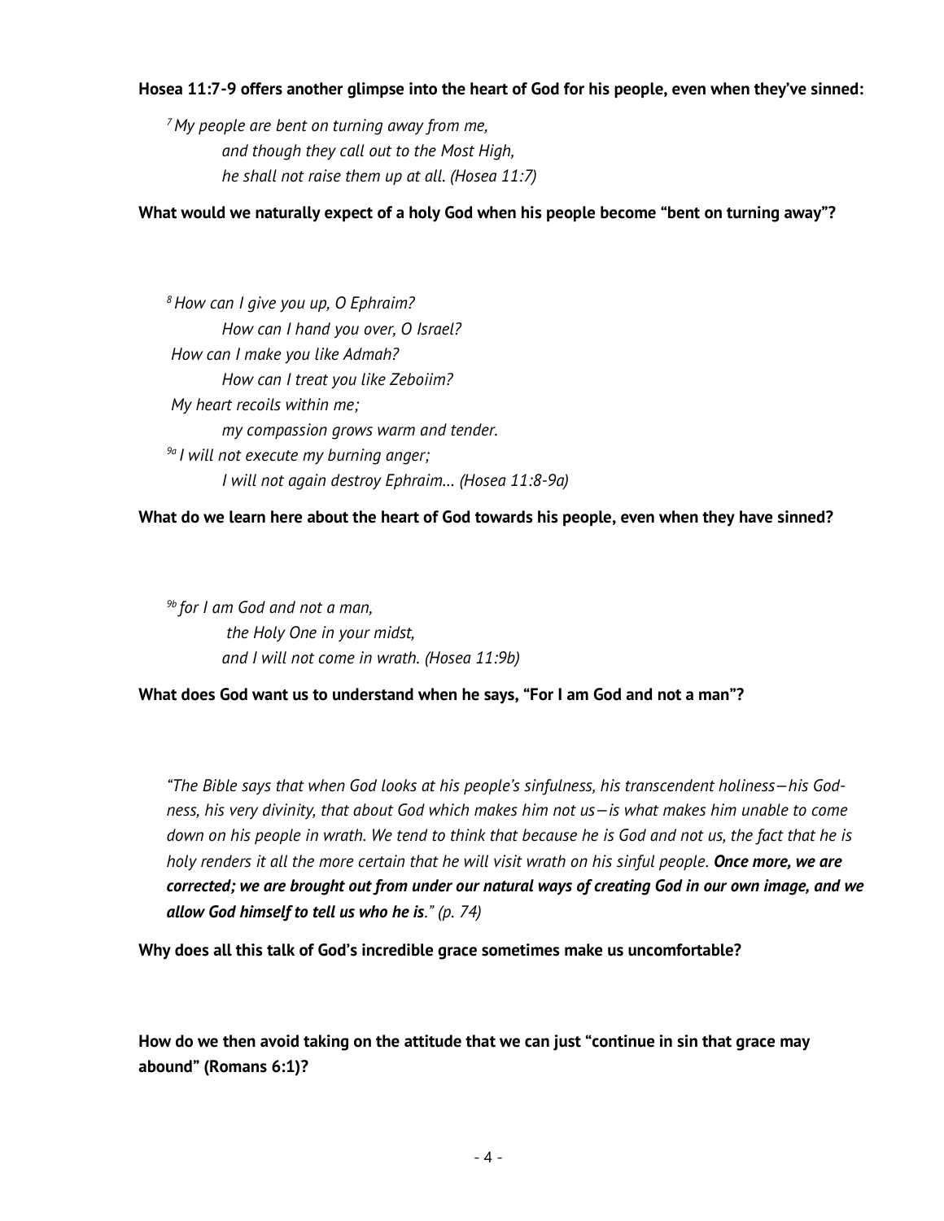**Hosea 11:7-9 offers another glimpse into the heart of God for his people, even when they've sinned:**

> [7] *My people are bent on turning away from me,*
> *and though they call out to the Most High,*
> *he shall not raise them up at all. (Hosea 11:7)*

**What would we naturally expect of a holy God when his people become "bent on turning away"?**

> [8] *How can I give you up, O Ephraim?*
> *How can I hand you over, O Israel?*
> *How can I make you like Admah?*
> *How can I treat you like Zeboiim?*
> *My heart recoils within me;*
> *my compassion grows warm and tender.*
> [9a] *I will not execute my burning anger;*
> *I will not again destroy Ephraim… (Hosea 11:8-9a)*

**What do we learn here about the heart of God towards his people, even when they have sinned?**

> [9b] *for I am God and not a man,*
> *the Holy One in your midst,*
> *and I will not come in wrath. (Hosea 11:9b)*

**What does God want us to understand when he says, "For I am God and not a man"?**

> *"The Bible says that when God looks at his people's sinfulness, his transcendent holiness—his God-ness, his very divinity, that about God which makes him not us—is what makes him unable to come down on his people in wrath. We tend to think that because he is God and not us, the fact that he is holy renders it all the more certain that he will visit wrath on his sinful people.* ***Once more, we are corrected; we are brought out from under our natural ways of creating God in our own image, and we allow God himself to tell us who he is****." (p. 74)*

**Why does all this talk of God's incredible grace sometimes make us uncomfortable?**

**How do we then avoid taking on the attitude that we can just "continue in sin that grace may abound" (Romans 6:1)?**